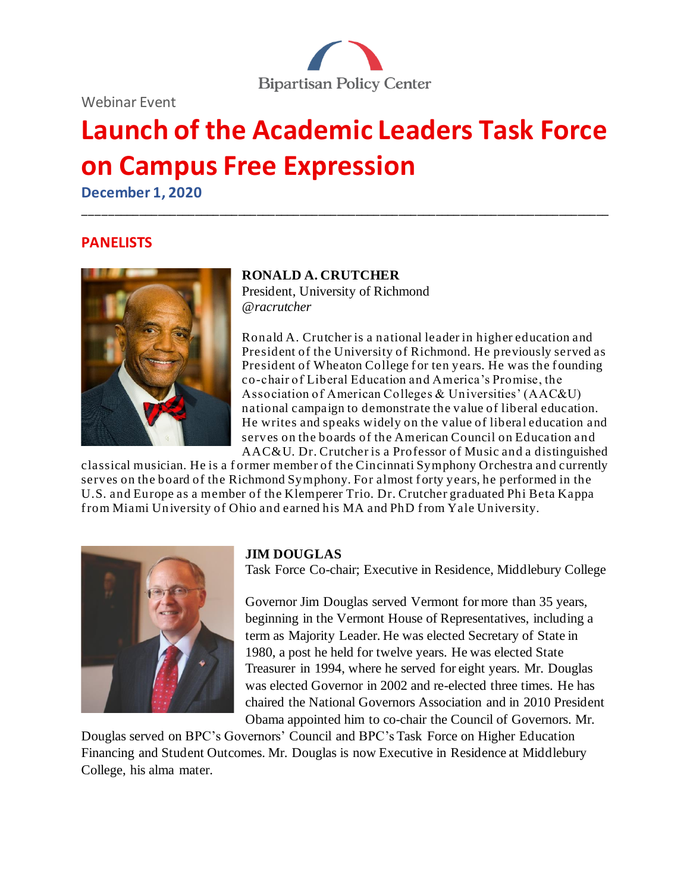Bipartisan Policy Center

Webinar Event

# Launch of the Academic Leaders Task Force on Campus Free Expression

**December 1, 2020**

---

## PANELISTS

**RONALD A. CRUTCHER**
President, University of Richmond
*@racrutcher*

Ronald A. Crutcher is a national leader in higher education and President of the University of Richmond. He previously served as President of Wheaton College for ten years. He was the founding co-chair of Liberal Education and America's Promise, the Association of American Colleges & Universities' (AAC&U) national campaign to demonstrate the value of liberal education. He writes and speaks widely on the value of liberal education and serves on the boards of the American Council on Education and AAC&U. Dr. Crutcher is a Professor of Music and a distinguished classical musician. He is a former member of the Cincinnati Symphony Orchestra and currently serves on the board of the Richmond Symphony. For almost forty years, he performed in the U.S. and Europe as a member of the Klemperer Trio. Dr. Crutcher graduated Phi Beta Kappa from Miami University of Ohio and earned his MA and PhD from Yale University.

**JIM DOUGLAS**
Task Force Co-chair; Executive in Residence, Middlebury College

Governor Jim Douglas served Vermont for more than 35 years, beginning in the Vermont House of Representatives, including a term as Majority Leader. He was elected Secretary of State in 1980, a post he held for twelve years. He was elected State Treasurer in 1994, where he served for eight years. Mr. Douglas was elected Governor in 2002 and re-elected three times. He has chaired the National Governors Association and in 2010 President Obama appointed him to co-chair the Council of Governors. Mr. Douglas served on BPC's Governors' Council and BPC's Task Force on Higher Education Financing and Student Outcomes. Mr. Douglas is now Executive in Residence at Middlebury College, his alma mater.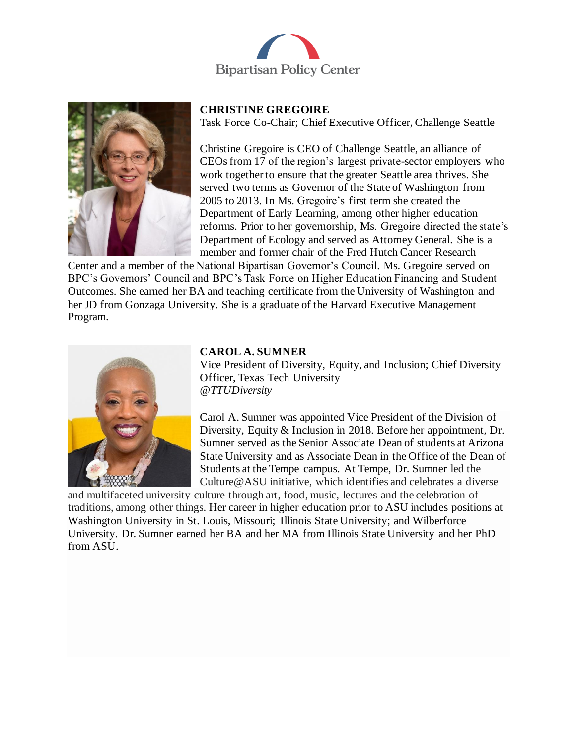## CHRISTINE GREGOIRE

Task Force Co-Chair; Chief Executive Officer, Challenge Seattle

Christine Gregoire is CEO of Challenge Seattle, an alliance of CEOs from 17 of the region's largest private-sector employers who work together to ensure that the greater Seattle area thrives. She served two terms as Governor of the State of Washington from 2005 to 2013. In Ms. Gregoire's first term she created the Department of Early Learning, among other higher education reforms. Prior to her governorship, Ms. Gregoire directed the state's Department of Ecology and served as Attorney General. She is a member and former chair of the Fred Hutch Cancer Research Center and a member of the National Bipartisan Governor's Council. Ms. Gregoire served on BPC's Governors' Council and BPC's Task Force on Higher Education Financing and Student Outcomes. She earned her BA and teaching certificate from the University of Washington and her JD from Gonzaga University. She is a graduate of the Harvard Executive Management Program.

## CAROL A. SUMNER

Vice President of Diversity, Equity, and Inclusion; Chief Diversity Officer, Texas Tech University

*@TTUDiversity*

Carol A. Sumner was appointed Vice President of the Division of Diversity, Equity & Inclusion in 2018. Before her appointment, Dr. Sumner served as the Senior Associate Dean of students at Arizona State University and as Associate Dean in the Office of the Dean of Students at the Tempe campus. At Tempe, Dr. Sumner led the Culture@ASU initiative, which identifies and celebrates a diverse and multifaceted university culture through art, food, music, lectures and the celebration of traditions, among other things. Her career in higher education prior to ASU includes positions at Washington University in St. Louis, Missouri; Illinois State University; and Wilberforce University. Dr. Sumner earned her BA and her MA from Illinois State University and her PhD from ASU.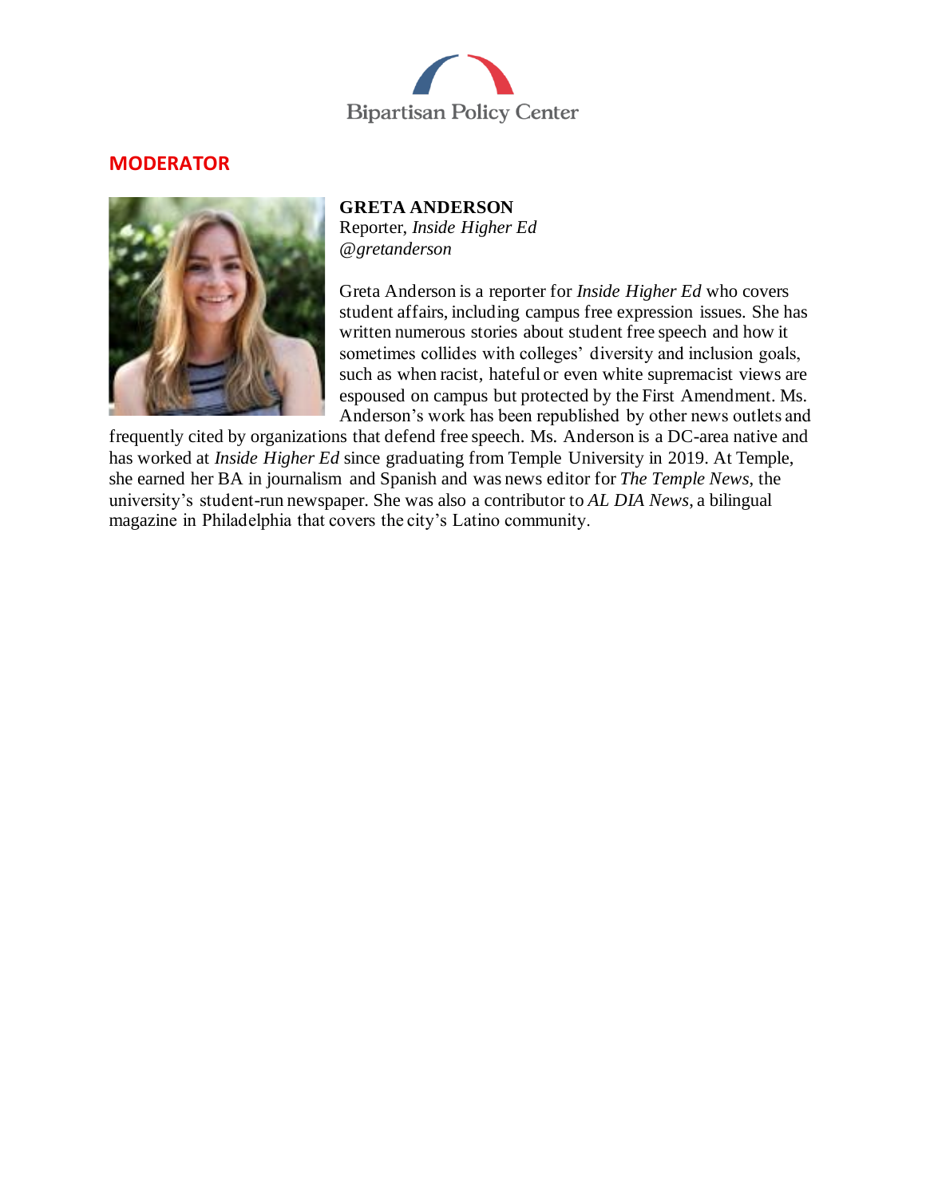## MODERATOR

**GRETA ANDERSON**
Reporter, *Inside Higher Ed*
*@gretanderson*

Greta Anderson is a reporter for *Inside Higher Ed* who covers student affairs, including campus free expression issues. She has written numerous stories about student free speech and how it sometimes collides with colleges' diversity and inclusion goals, such as when racist, hateful or even white supremacist views are espoused on campus but protected by the First Amendment. Ms. Anderson's work has been republished by other news outlets and frequently cited by organizations that defend free speech. Ms. Anderson is a DC-area native and has worked at *Inside Higher Ed* since graduating from Temple University in 2019. At Temple, she earned her BA in journalism and Spanish and was news editor for *The Temple News*, the university's student-run newspaper. She was also a contributor to *AL DIA News*, a bilingual magazine in Philadelphia that covers the city's Latino community.